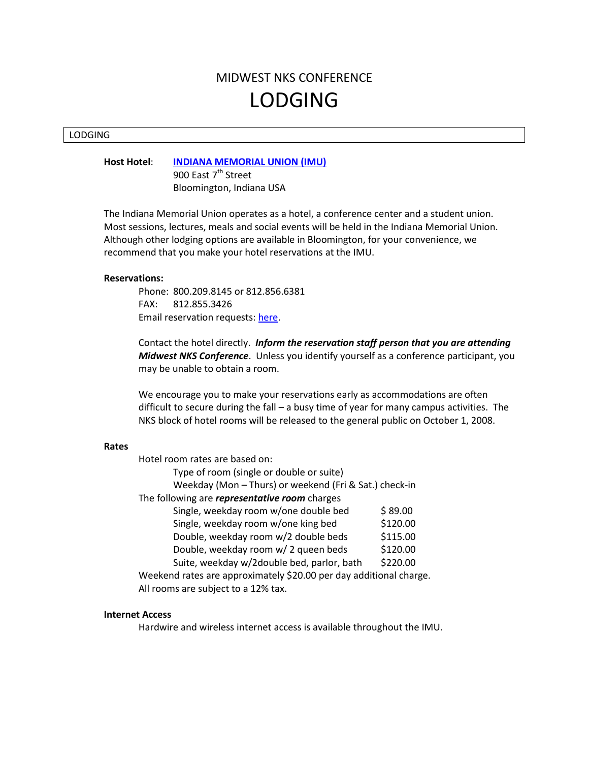# MIDWEST NKS CONFERENCE

# LODGING

## LODGING

**Host Hotel**: **INDIANA MEMORIAL UNION (IMU)**
900 East 7th Street
Bloomington, Indiana USA

The Indiana Memorial Union operates as a hotel, a conference center and a student union. Most sessions, lectures, meals and social events will be held in the Indiana Memorial Union. Although other lodging options are available in Bloomington, for your convenience, we recommend that you make your hotel reservations at the IMU.

**Reservations:**

Phone: 800.209.8145 or 812.856.6381
FAX: 812.855.3426
Email reservation requests: here.

Contact the hotel directly. ***Inform the reservation staff person that you are attending Midwest NKS Conference***. Unless you identify yourself as a conference participant, you may be unable to obtain a room.

We encourage you to make your reservations early as accommodations are often difficult to secure during the fall – a busy time of year for many campus activities. The NKS block of hotel rooms will be released to the general public on October 1, 2008.

**Rates**

Hotel room rates are based on:

- Type of room (single or double or suite)
- Weekday (Mon – Thurs) or weekend (Fri & Sat.) check-in

The following are ***representative room*** charges

| | |
|---|---|
| Single, weekday room w/one double bed | $ 89.00 |
| Single, weekday room w/one king bed | $120.00 |
| Double, weekday room w/2 double beds | $115.00 |
| Double, weekday room w/ 2 queen beds | $120.00 |
| Suite, weekday w/2double bed, parlor, bath | $220.00 |

Weekend rates are approximately $20.00 per day additional charge.
All rooms are subject to a 12% tax.

**Internet Access**

Hardwire and wireless internet access is available throughout the IMU.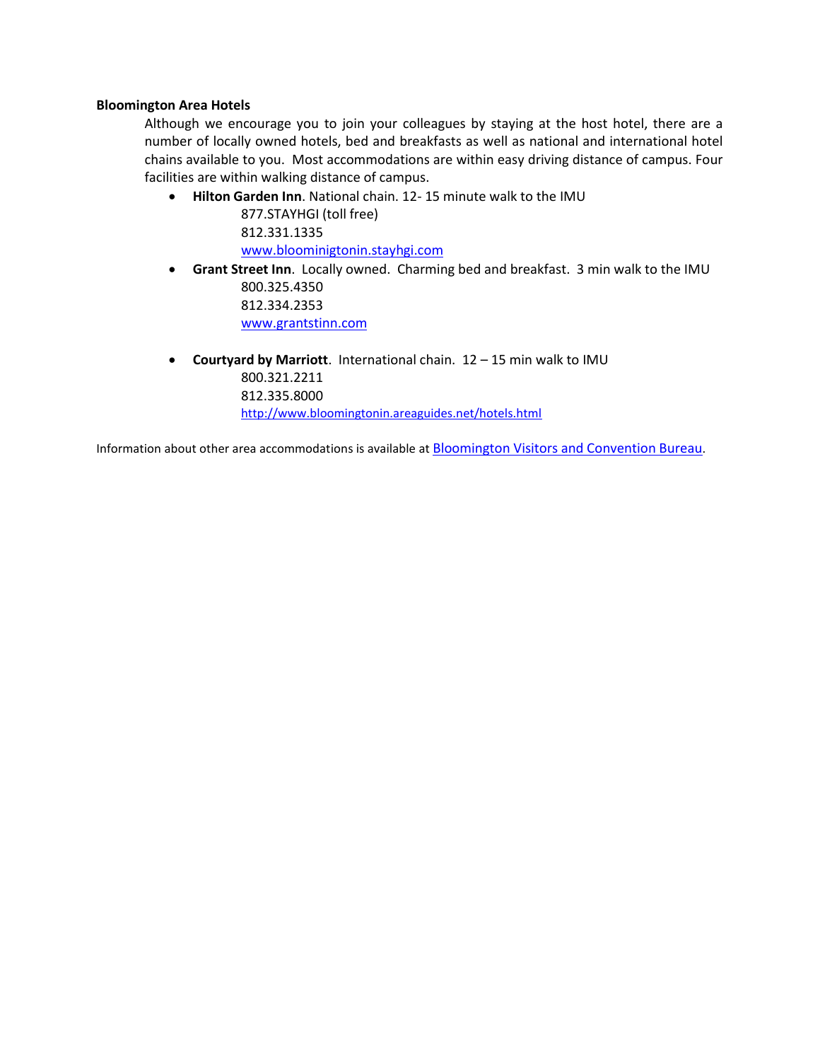**Bloomington Area Hotels**

Although we encourage you to join your colleagues by staying at the host hotel, there are a number of locally owned hotels, bed and breakfasts as well as national and international hotel chains available to you. Most accommodations are within easy driving distance of campus. Four facilities are within walking distance of campus.

- **Hilton Garden Inn**. National chain. 12- 15 minute walk to the IMU
  877.STAYHGI (toll free)
  812.331.1335
  www.bloominigtonin.stayhgi.com
- **Grant Street Inn**. Locally owned. Charming bed and breakfast. 3 min walk to the IMU
  800.325.4350
  812.334.2353
  www.grantstinn.com
- **Courtyard by Marriott**. International chain. 12 – 15 min walk to IMU
  800.321.2211
  812.335.8000
  http://www.bloomingtonin.areaguides.net/hotels.html

Information about other area accommodations is available at Bloomington Visitors and Convention Bureau.